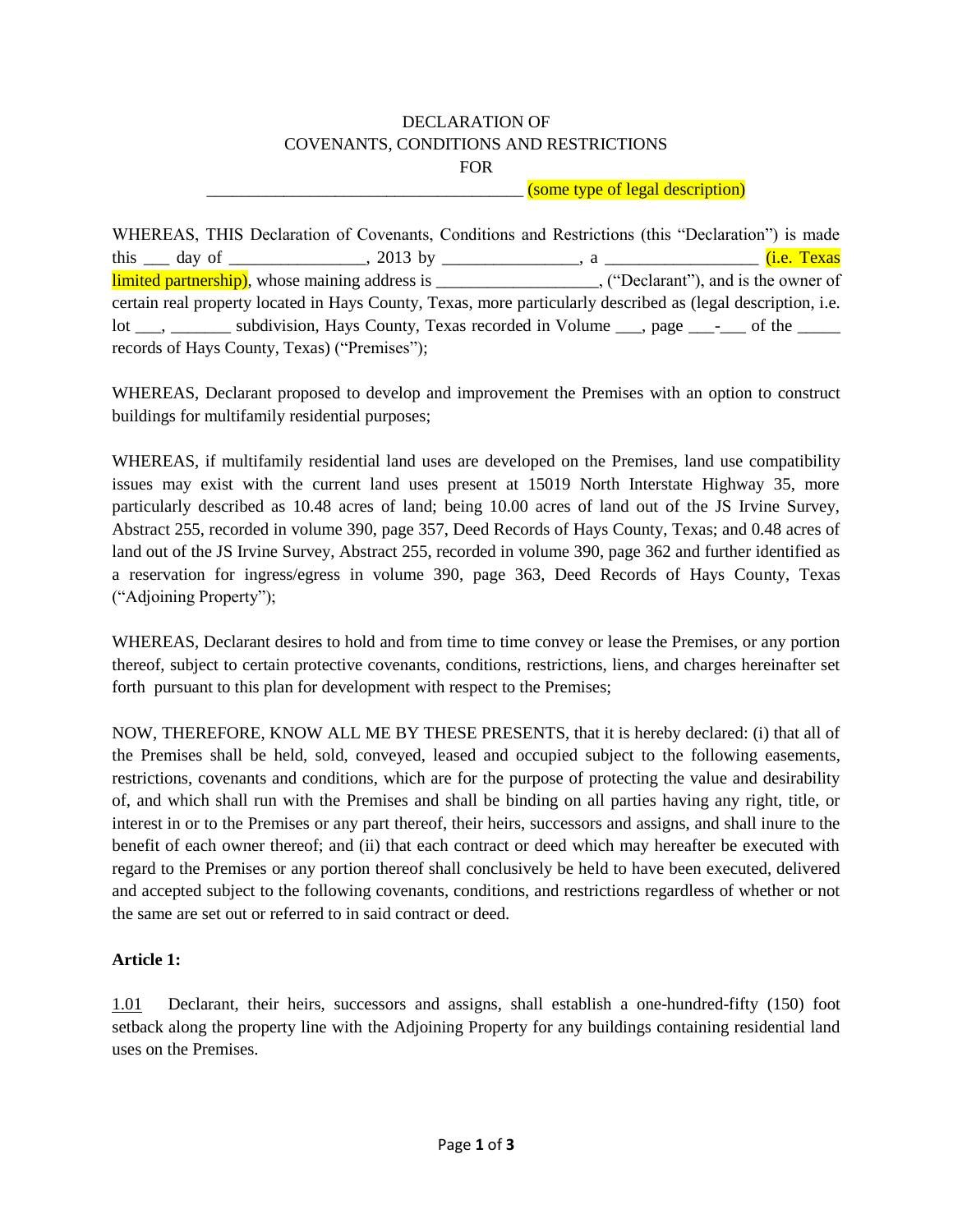DECLARATION OF
COVENANTS, CONDITIONS AND RESTRICTIONS
FOR
_____________________________________ (some type of legal description)

WHEREAS, THIS Declaration of Covenants, Conditions and Restrictions (this "Declaration") is made this ___ day of _______________, 2013 by _______________, a _________________ (i.e. Texas limited partnership), whose maining address is __________________, ("Declarant"), and is the owner of certain real property located in Hays County, Texas, more particularly described as (legal description, i.e. lot ___, _______ subdivision, Hays County, Texas recorded in Volume ___, page ___-___ of the _____ records of Hays County, Texas) ("Premises");

WHEREAS, Declarant proposed to develop and improvement the Premises with an option to construct buildings for multifamily residential purposes;

WHEREAS, if multifamily residential land uses are developed on the Premises, land use compatibility issues may exist with the current land uses present at 15019 North Interstate Highway 35, more particularly described as 10.48 acres of land; being 10.00 acres of land out of the JS Irvine Survey, Abstract 255, recorded in volume 390, page 357, Deed Records of Hays County, Texas; and 0.48 acres of land out of the JS Irvine Survey, Abstract 255, recorded in volume 390, page 362 and further identified as a reservation for ingress/egress in volume 390, page 363, Deed Records of Hays County, Texas ("Adjoining Property");

WHEREAS, Declarant desires to hold and from time to time convey or lease the Premises, or any portion thereof, subject to certain protective covenants, conditions, restrictions, liens, and charges hereinafter set forth pursuant to this plan for development with respect to the Premises;

NOW, THEREFORE, KNOW ALL ME BY THESE PRESENTS, that it is hereby declared: (i) that all of the Premises shall be held, sold, conveyed, leased and occupied subject to the following easements, restrictions, covenants and conditions, which are for the purpose of protecting the value and desirability of, and which shall run with the Premises and shall be binding on all parties having any right, title, or interest in or to the Premises or any part thereof, their heirs, successors and assigns, and shall inure to the benefit of each owner thereof; and (ii) that each contract or deed which may hereafter be executed with regard to the Premises or any portion thereof shall conclusively be held to have been executed, delivered and accepted subject to the following covenants, conditions, and restrictions regardless of whether or not the same are set out or referred to in said contract or deed.

**Article 1:**

1.01 Declarant, their heirs, successors and assigns, shall establish a one-hundred-fifty (150) foot setback along the property line with the Adjoining Property for any buildings containing residential land uses on the Premises.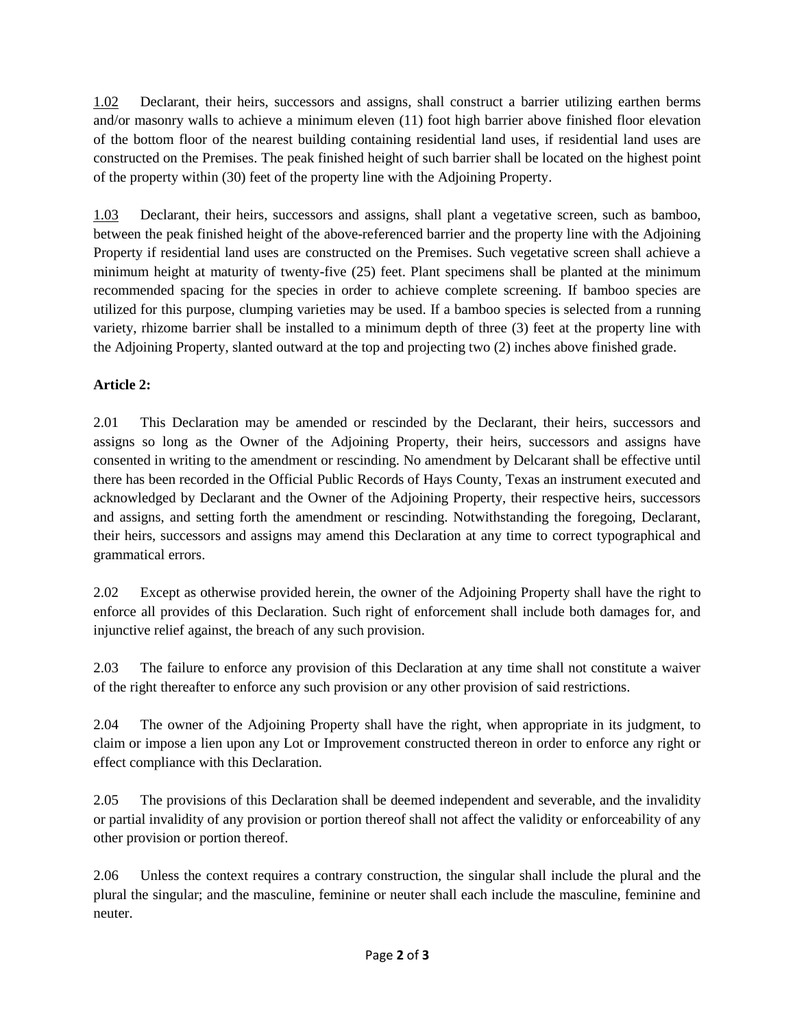1.02 Declarant, their heirs, successors and assigns, shall construct a barrier utilizing earthen berms and/or masonry walls to achieve a minimum eleven (11) foot high barrier above finished floor elevation of the bottom floor of the nearest building containing residential land uses, if residential land uses are constructed on the Premises. The peak finished height of such barrier shall be located on the highest point of the property within (30) feet of the property line with the Adjoining Property.

1.03 Declarant, their heirs, successors and assigns, shall plant a vegetative screen, such as bamboo, between the peak finished height of the above-referenced barrier and the property line with the Adjoining Property if residential land uses are constructed on the Premises. Such vegetative screen shall achieve a minimum height at maturity of twenty-five (25) feet. Plant specimens shall be planted at the minimum recommended spacing for the species in order to achieve complete screening. If bamboo species are utilized for this purpose, clumping varieties may be used. If a bamboo species is selected from a running variety, rhizome barrier shall be installed to a minimum depth of three (3) feet at the property line with the Adjoining Property, slanted outward at the top and projecting two (2) inches above finished grade.

**Article 2:**

2.01 This Declaration may be amended or rescinded by the Declarant, their heirs, successors and assigns so long as the Owner of the Adjoining Property, their heirs, successors and assigns have consented in writing to the amendment or rescinding. No amendment by Delcarant shall be effective until there has been recorded in the Official Public Records of Hays County, Texas an instrument executed and acknowledged by Declarant and the Owner of the Adjoining Property, their respective heirs, successors and assigns, and setting forth the amendment or rescinding. Notwithstanding the foregoing, Declarant, their heirs, successors and assigns may amend this Declaration at any time to correct typographical and grammatical errors.

2.02 Except as otherwise provided herein, the owner of the Adjoining Property shall have the right to enforce all provides of this Declaration. Such right of enforcement shall include both damages for, and injunctive relief against, the breach of any such provision.

2.03 The failure to enforce any provision of this Declaration at any time shall not constitute a waiver of the right thereafter to enforce any such provision or any other provision of said restrictions.

2.04 The owner of the Adjoining Property shall have the right, when appropriate in its judgment, to claim or impose a lien upon any Lot or Improvement constructed thereon in order to enforce any right or effect compliance with this Declaration.

2.05 The provisions of this Declaration shall be deemed independent and severable, and the invalidity or partial invalidity of any provision or portion thereof shall not affect the validity or enforceability of any other provision or portion thereof.

2.06 Unless the context requires a contrary construction, the singular shall include the plural and the plural the singular; and the masculine, feminine or neuter shall each include the masculine, feminine and neuter.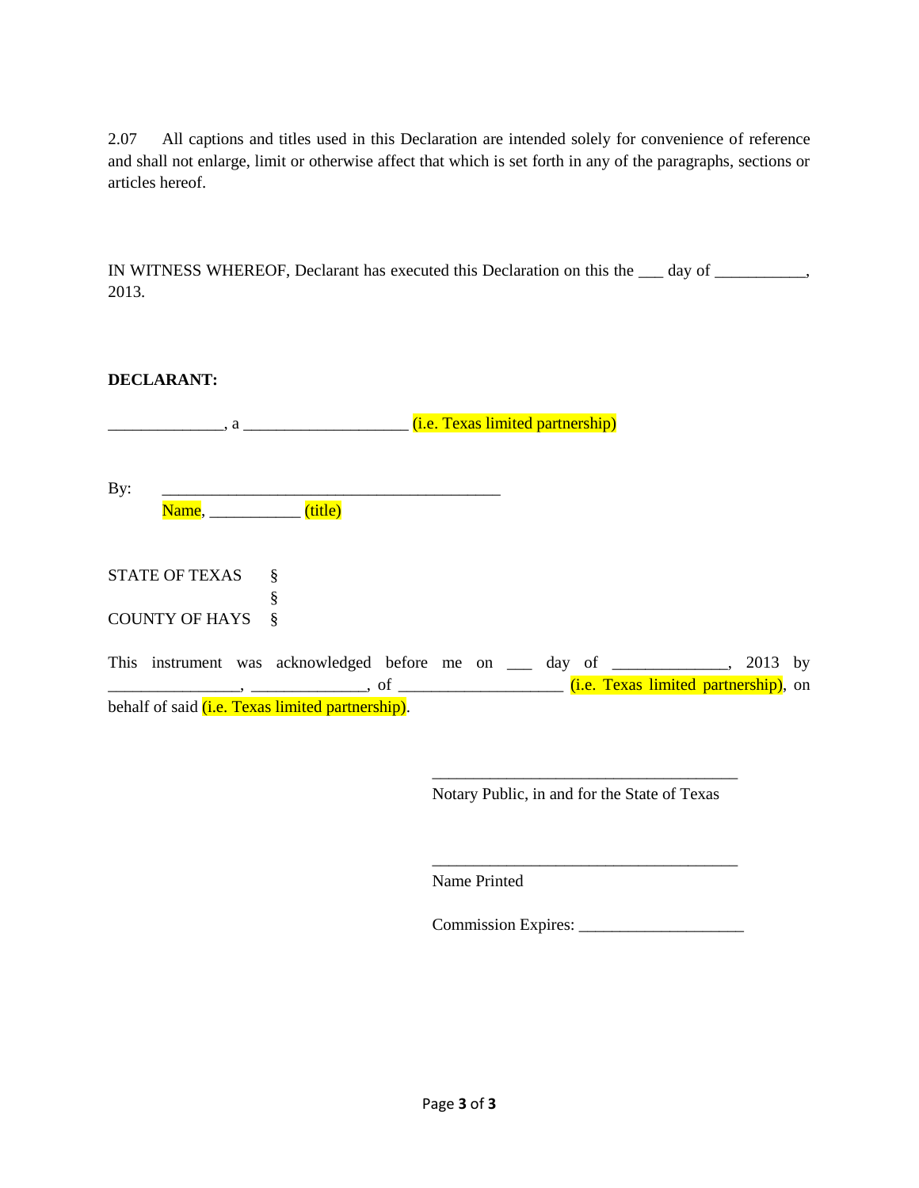2.07 All captions and titles used in this Declaration are intended solely for convenience of reference and shall not enlarge, limit or otherwise affect that which is set forth in any of the paragraphs, sections or articles hereof.

IN WITNESS WHEREOF, Declarant has executed this Declaration on this the ___ day of ___________, 2013.

**DECLARANT:**

______________, a ____________________ (i.e. Texas limited partnership)

By: ___________________________________________
Name, ___________ (title)

STATE OF TEXAS §
§
COUNTY OF HAYS §

This instrument was acknowledged before me on ___ day of ______________, 2013 by ________________, ______________, of ____________________ (i.e. Texas limited partnership), on behalf of said (i.e. Texas limited partnership).

______________________________________
Notary Public, in and for the State of Texas

______________________________________
Name Printed

Commission Expires: ____________________